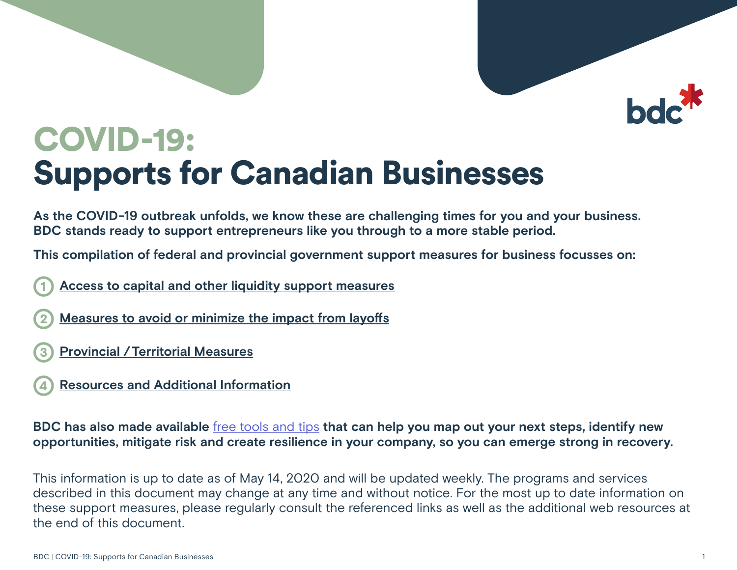# COVID-19: Supports for Canadian Businesses

**As the COVID-19 outbreak unfolds, we know these are challenging times for you and your business. BDC stands ready to support entrepreneurs like you through to a more stable period.**

**This compilation of federal and provincial government support measures for business focusses on:**

1. **Access to capital and other liquidity support measures**
2. **Measures to avoid or minimize the impact from layoffs**
3. **Provincial / Territorial Measures**
4. **Resources and Additional Information**

**BDC has also made available** free tools and tips **that can help you map out your next steps, identify new opportunities, mitigate risk and create resilience in your company, so you can emerge strong in recovery.**

This information is up to date as of May 14, 2020 and will be updated weekly. The programs and services described in this document may change at any time and without notice. For the most up to date information on these support measures, please regularly consult the referenced links as well as the additional web resources at the end of this document.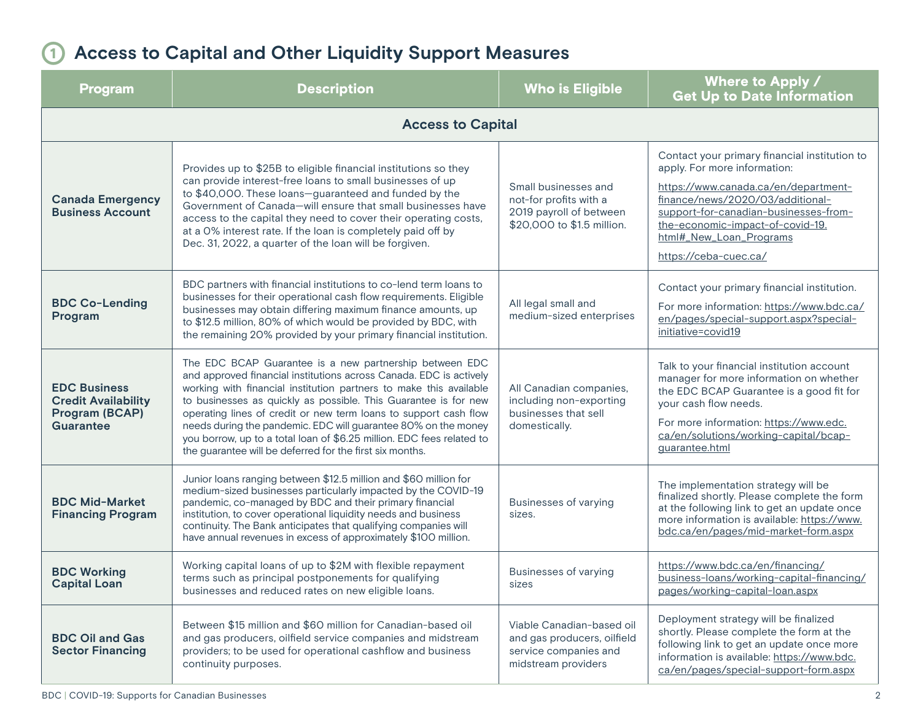## 1 Access to Capital and Other Liquidity Support Measures

| Program | Description | Who is Eligible | Where to Apply / Get Up to Date Information |
|---|---|---|---|
| **Access to Capital** | | | |
| **Canada Emergency Business Account** | Provides up to $25B to eligible financial institutions so they can provide interest-free loans to small businesses of up to $40,000. These loans—guaranteed and funded by the Government of Canada—will ensure that small businesses have access to the capital they need to cover their operating costs, at a 0% interest rate. If the loan is completely paid off by Dec. 31, 2022, a quarter of the loan will be forgiven. | Small businesses and not-for profits with a 2019 payroll of between $20,000 to $1.5 million. | Contact your primary financial institution to apply. For more information: https://www.canada.ca/en/department-finance/news/2020/03/additional-support-for-canadian-businesses-from-the-economic-impact-of-covid-19.html#_New_Loan_Programs https://ceba-cuec.ca/ |
| **BDC Co-Lending Program** | BDC partners with financial institutions to co-lend term loans to businesses for their operational cash flow requirements. Eligible businesses may obtain differing maximum finance amounts, up to $12.5 million, 80% of which would be provided by BDC, with the remaining 20% provided by your primary financial institution. | All legal small and medium-sized enterprises | Contact your primary financial institution. For more information: https://www.bdc.ca/en/pages/special-support.aspx?special-initiative=covid19 |
| **EDC Business Credit Availability Program (BCAP) Guarantee** | The EDC BCAP Guarantee is a new partnership between EDC and approved financial institutions across Canada. EDC is actively working with financial institution partners to make this available to businesses as quickly as possible. This Guarantee is for new operating lines of credit or new term loans to support cash flow needs during the pandemic. EDC will guarantee 80% on the money you borrow, up to a total loan of $6.25 million. EDC fees related to the guarantee will be deferred for the first six months. | All Canadian companies, including non-exporting businesses that sell domestically. | Talk to your financial institution account manager for more information on whether the EDC BCAP Guarantee is a good fit for your cash flow needs. For more information: https://www.edc.ca/en/solutions/working-capital/bcap-guarantee.html |
| **BDC Mid-Market Financing Program** | Junior loans ranging between $12.5 million and $60 million for medium-sized businesses particularly impacted by the COVID-19 pandemic, co-managed by BDC and their primary financial institution, to cover operational liquidity needs and business continuity. The Bank anticipates that qualifying companies will have annual revenues in excess of approximately $100 million. | Businesses of varying sizes. | The implementation strategy will be finalized shortly. Please complete the form at the following link to get an update once more information is available: https://www.bdc.ca/en/pages/mid-market-form.aspx |
| **BDC Working Capital Loan** | Working capital loans of up to $2M with flexible repayment terms such as principal postponements for qualifying businesses and reduced rates on new eligible loans. | Businesses of varying sizes | https://www.bdc.ca/en/financing/business-loans/working-capital-financing/pages/working-capital-loan.aspx |
| **BDC Oil and Gas Sector Financing** | Between $15 million and $60 million for Canadian-based oil and gas producers, oilfield service companies and midstream providers; to be used for operational cashflow and business continuity purposes. | Viable Canadian-based oil and gas producers, oilfield service companies and midstream providers | Deployment strategy will be finalized shortly. Please complete the form at the following link to get an update once more information is available: https://www.bdc.ca/en/pages/special-support-form.aspx |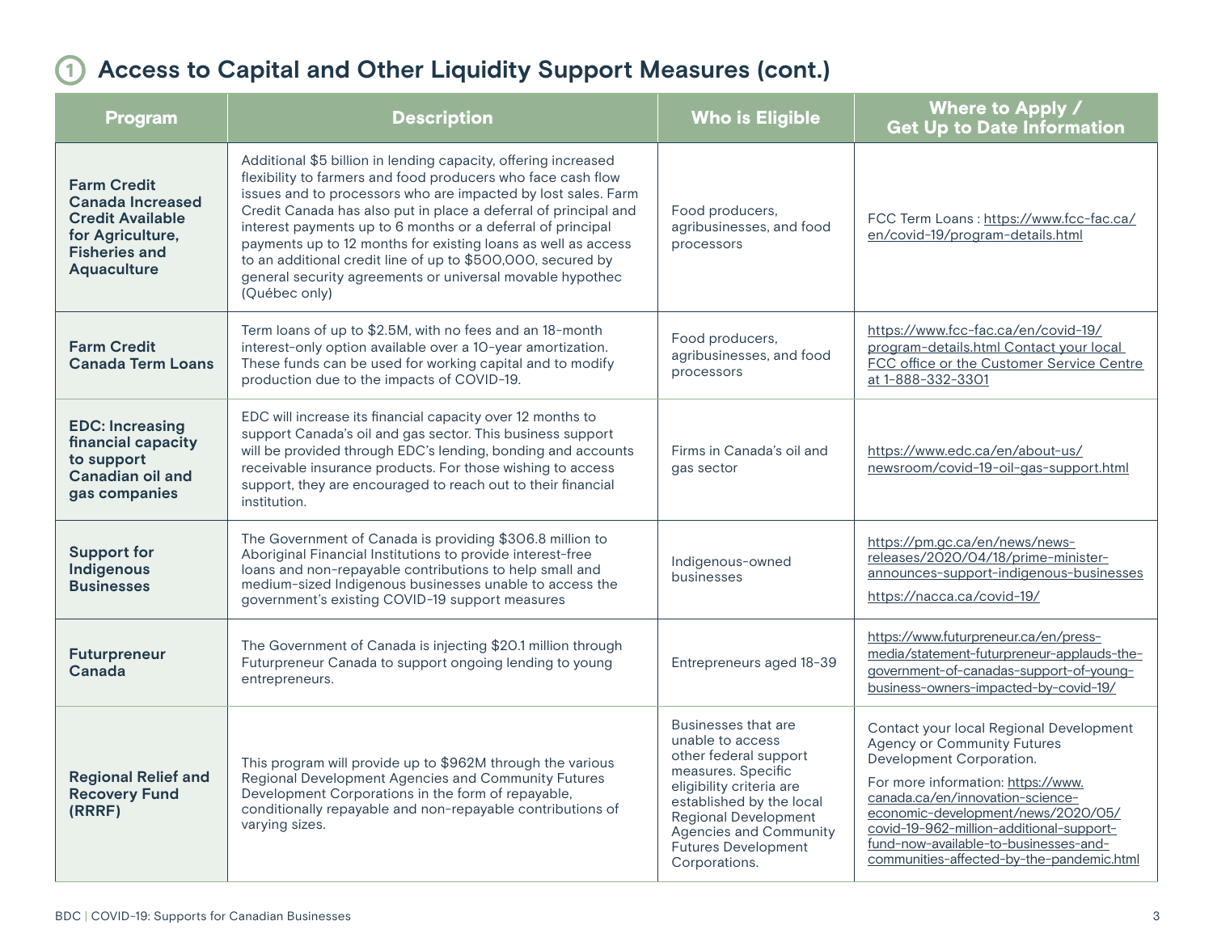## 1 Access to Capital and Other Liquidity Support Measures (cont.)

| Program | Description | Who is Eligible | Where to Apply / Get Up to Date Information |
|---|---|---|---|
| **Farm Credit Canada Increased Credit Available for Agriculture, Fisheries and Aquaculture** | Additional $5 billion in lending capacity, offering increased flexibility to farmers and food producers who face cash flow issues and to processors who are impacted by lost sales. Farm Credit Canada has also put in place a deferral of principal and interest payments up to 6 months or a deferral of principal payments up to 12 months for existing loans as well as access to an additional credit line of up to $500,000, secured by general security agreements or universal movable hypothec (Québec only) | Food producers, agribusinesses, and food processors | FCC Term Loans : https://www.fcc-fac.ca/en/covid-19/program-details.html |
| **Farm Credit Canada Term Loans** | Term loans of up to $2.5M, with no fees and an 18-month interest-only option available over a 10-year amortization. These funds can be used for working capital and to modify production due to the impacts of COVID-19. | Food producers, agribusinesses, and food processors | https://www.fcc-fac.ca/en/covid-19/program-details.html Contact your local FCC office or the Customer Service Centre at 1-888-332-3301 |
| **EDC: Increasing financial capacity to support Canadian oil and gas companies** | EDC will increase its financial capacity over 12 months to support Canada's oil and gas sector. This business support will be provided through EDC's lending, bonding and accounts receivable insurance products. For those wishing to access support, they are encouraged to reach out to their financial institution. | Firms in Canada's oil and gas sector | https://www.edc.ca/en/about-us/newsroom/covid-19-oil-gas-support.html |
| **Support for Indigenous Businesses** | The Government of Canada is providing $306.8 million to Aboriginal Financial Institutions to provide interest-free loans and non-repayable contributions to help small and medium-sized Indigenous businesses unable to access the government's existing COVID-19 support measures | Indigenous-owned businesses | https://pm.gc.ca/en/news/news-releases/2020/04/18/prime-minister-announces-support-indigenous-businesses<br>https://nacca.ca/covid-19/ |
| **Futurpreneur Canada** | The Government of Canada is injecting $20.1 million through Futurpreneur Canada to support ongoing lending to young entrepreneurs. | Entrepreneurs aged 18-39 | https://www.futurpreneur.ca/en/press-media/statement-futurpreneur-applauds-the-government-of-canadas-support-of-young-business-owners-impacted-by-covid-19/ |
| **Regional Relief and Recovery Fund (RRRF)** | This program will provide up to $962M through the various Regional Development Agencies and Community Futures Development Corporations in the form of repayable, conditionally repayable and non-repayable contributions of varying sizes. | Businesses that are unable to access other federal support measures. Specific eligibility criteria are established by the local Regional Development Agencies and Community Futures Development Corporations. | Contact your local Regional Development Agency or Community Futures Development Corporation.<br>For more information: https://www.canada.ca/en/innovation-science-economic-development/news/2020/05/covid-19-962-million-additional-support-fund-now-available-to-businesses-and-communities-affected-by-the-pandemic.html |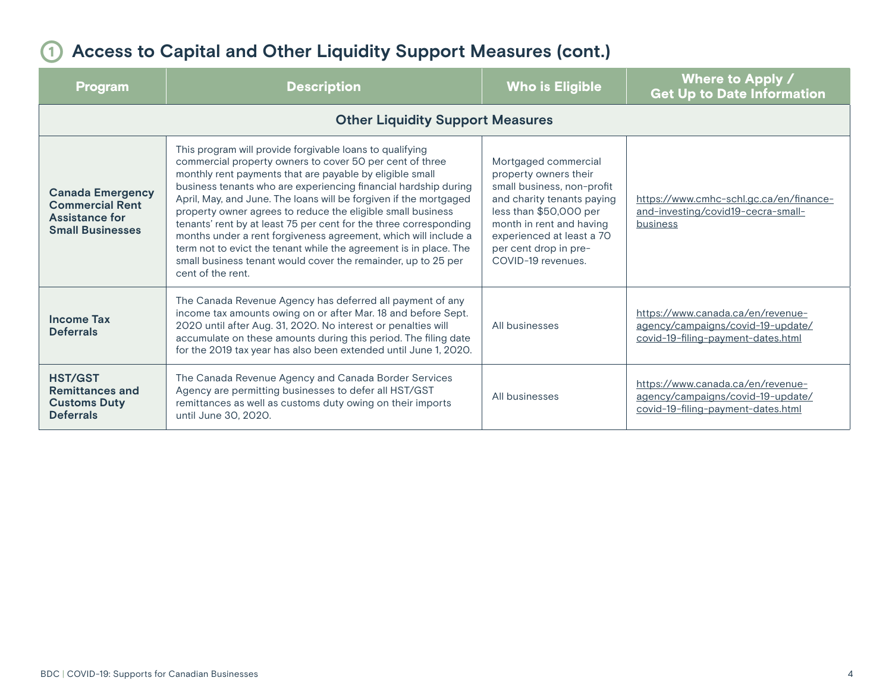## 1 Access to Capital and Other Liquidity Support Measures (cont.)

| Program | Description | Who is Eligible | Where to Apply / Get Up to Date Information |
|---|---|---|---|
| **Other Liquidity Support Measures** | | | |
| **Canada Emergency Commercial Rent Assistance for Small Businesses** | This program will provide forgivable loans to qualifying commercial property owners to cover 50 per cent of three monthly rent payments that are payable by eligible small business tenants who are experiencing financial hardship during April, May, and June. The loans will be forgiven if the mortgaged property owner agrees to reduce the eligible small business tenants' rent by at least 75 per cent for the three corresponding months under a rent forgiveness agreement, which will include a term not to evict the tenant while the agreement is in place. The small business tenant would cover the remainder, up to 25 per cent of the rent. | Mortgaged commercial property owners their small business, non-profit and charity tenants paying less than $50,000 per month in rent and having experienced at least a 70 per cent drop in pre-COVID-19 revenues. | https://www.cmhc-schl.gc.ca/en/finance-and-investing/covid19-cecra-small-business |
| **Income Tax Deferrals** | The Canada Revenue Agency has deferred all payment of any income tax amounts owing on or after Mar. 18 and before Sept. 2020 until after Aug. 31, 2020. No interest or penalties will accumulate on these amounts during this period. The filing date for the 2019 tax year has also been extended until June 1, 2020. | All businesses | https://www.canada.ca/en/revenue-agency/campaigns/covid-19-update/covid-19-filing-payment-dates.html |
| **HST/GST Remittances and Customs Duty Deferrals** | The Canada Revenue Agency and Canada Border Services Agency are permitting businesses to defer all HST/GST remittances as well as customs duty owing on their imports until June 30, 2020. | All businesses | https://www.canada.ca/en/revenue-agency/campaigns/covid-19-update/covid-19-filing-payment-dates.html |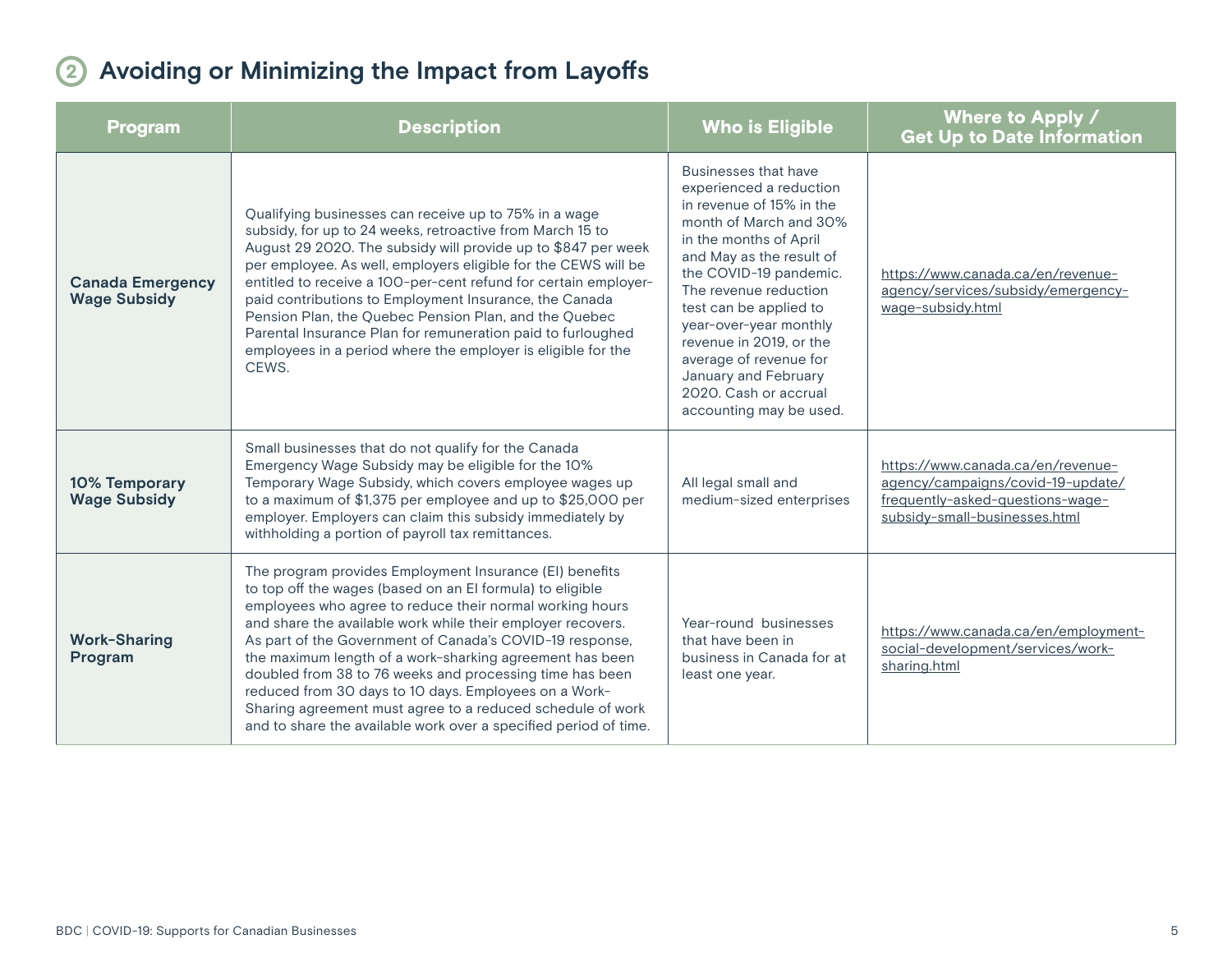## 2 Avoiding or Minimizing the Impact from Layoffs

| Program | Description | Who is Eligible | Where to Apply / Get Up to Date Information |
|---|---|---|---|
| **Canada Emergency Wage Subsidy** | Qualifying businesses can receive up to 75% in a wage subsidy, for up to 24 weeks, retroactive from March 15 to August 29 2020. The subsidy will provide up to $847 per week per employee. As well, employers eligible for the CEWS will be entitled to receive a 100-per-cent refund for certain employer-paid contributions to Employment Insurance, the Canada Pension Plan, the Quebec Pension Plan, and the Quebec Parental Insurance Plan for remuneration paid to furloughed employees in a period where the employer is eligible for the CEWS. | Businesses that have experienced a reduction in revenue of 15% in the month of March and 30% in the months of April and May as the result of the COVID-19 pandemic. The revenue reduction test can be applied to year-over-year monthly revenue in 2019, or the average of revenue for January and February 2020. Cash or accrual accounting may be used. | https://www.canada.ca/en/revenue-agency/services/subsidy/emergency-wage-subsidy.html |
| **10% Temporary Wage Subsidy** | Small businesses that do not qualify for the Canada Emergency Wage Subsidy may be eligible for the 10% Temporary Wage Subsidy, which covers employee wages up to a maximum of $1,375 per employee and up to $25,000 per employer. Employers can claim this subsidy immediately by withholding a portion of payroll tax remittances. | All legal small and medium-sized enterprises | https://www.canada.ca/en/revenue-agency/campaigns/covid-19-update/frequently-asked-questions-wage-subsidy-small-businesses.html |
| **Work-Sharing Program** | The program provides Employment Insurance (EI) benefits to top off the wages (based on an EI formula) to eligible employees who agree to reduce their normal working hours and share the available work while their employer recovers. As part of the Government of Canada's COVID-19 response, the maximum length of a work-sharking agreement has been doubled from 38 to 76 weeks and processing time has been reduced from 30 days to 10 days. Employees on a Work-Sharing agreement must agree to a reduced schedule of work and to share the available work over a specified period of time. | Year-round businesses that have been in business in Canada for at least one year. | https://www.canada.ca/en/employment-social-development/services/work-sharing.html |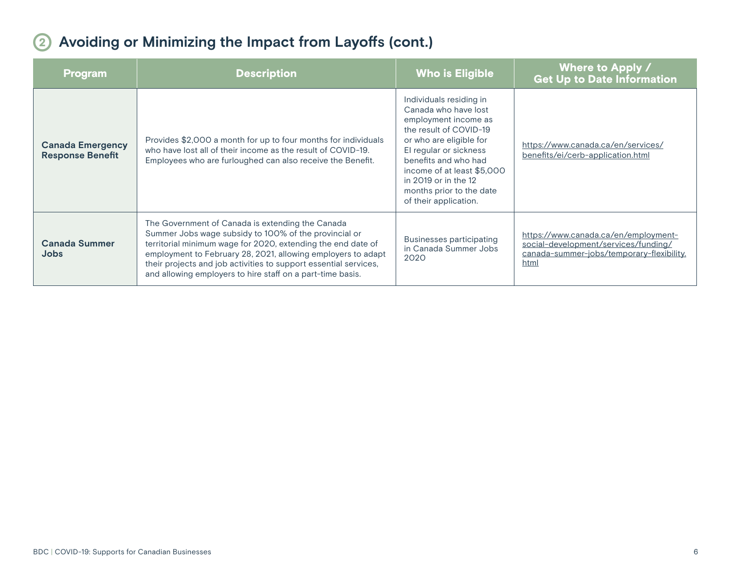## 2 Avoiding or Minimizing the Impact from Layoffs (cont.)

| Program | Description | Who is Eligible | Where to Apply / Get Up to Date Information |
|---|---|---|---|
| **Canada Emergency Response Benefit** | Provides $2,000 a month for up to four months for individuals who have lost all of their income as the result of COVID-19. Employees who are furloughed can also receive the Benefit. | Individuals residing in Canada who have lost employment income as the result of COVID-19 or who are eligible for EI regular or sickness benefits and who had income of at least $5,000 in 2019 or in the 12 months prior to the date of their application. | https://www.canada.ca/en/services/benefits/ei/cerb-application.html |
| **Canada Summer Jobs** | The Government of Canada is extending the Canada Summer Jobs wage subsidy to 100% of the provincial or territorial minimum wage for 2020, extending the end date of employment to February 28, 2021, allowing employers to adapt their projects and job activities to support essential services, and allowing employers to hire staff on a part-time basis. | Businesses participating in Canada Summer Jobs 2020 | https://www.canada.ca/en/employment-social-development/services/funding/canada-summer-jobs/temporary-flexibility.html |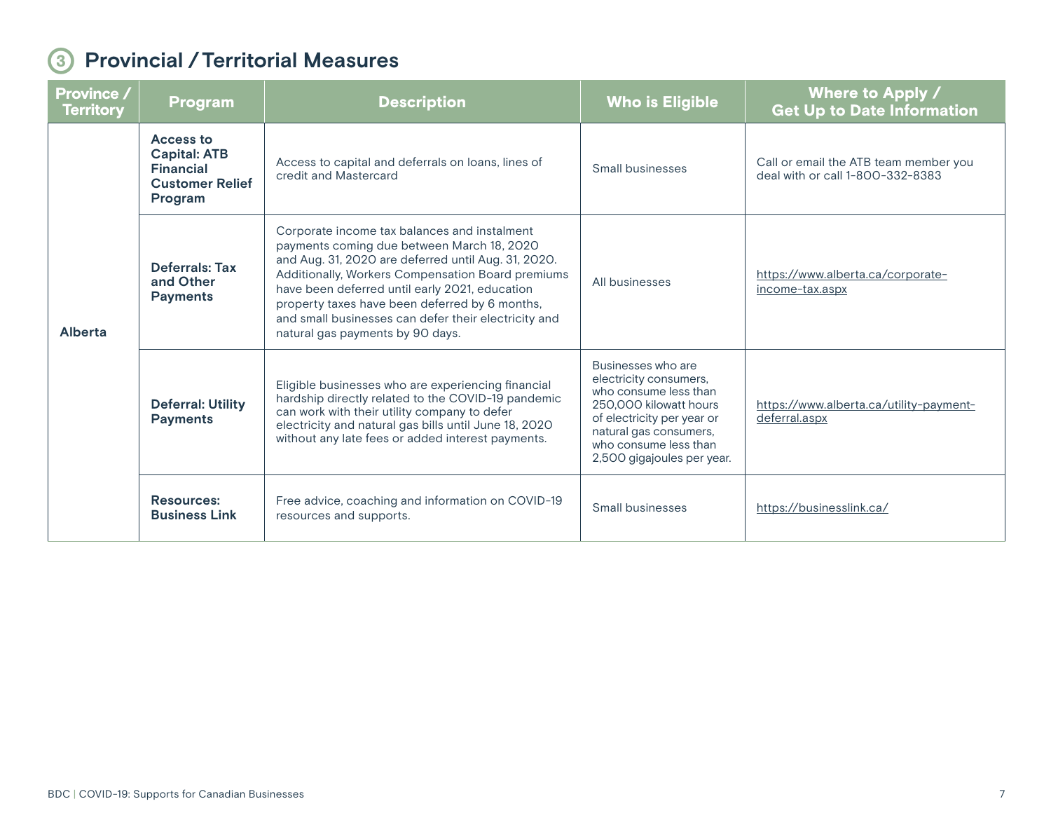## 3 Provincial / Territorial Measures

| Province / Territory | Program | Description | Who is Eligible | Where to Apply / Get Up to Date Information |
|---|---|---|---|---|
| Alberta | **Access to Capital: ATB Financial Customer Relief Program** | Access to capital and deferrals on loans, lines of credit and Mastercard | Small businesses | Call or email the ATB team member you deal with or call 1-800-332-8383 |
| | **Deferrals: Tax and Other Payments** | Corporate income tax balances and instalment payments coming due between March 18, 2020 and Aug. 31, 2020 are deferred until Aug. 31, 2020. Additionally, Workers Compensation Board premiums have been deferred until early 2021, education property taxes have been deferred by 6 months, and small businesses can defer their electricity and natural gas payments by 90 days. | All businesses | https://www.alberta.ca/corporate-income-tax.aspx |
| | **Deferral: Utility Payments** | Eligible businesses who are experiencing financial hardship directly related to the COVID-19 pandemic can work with their utility company to defer electricity and natural gas bills until June 18, 2020 without any late fees or added interest payments. | Businesses who are electricity consumers, who consume less than 250,000 kilowatt hours of electricity per year or natural gas consumers, who consume less than 2,500 gigajoules per year. | https://www.alberta.ca/utility-payment-deferral.aspx |
| | **Resources: Business Link** | Free advice, coaching and information on COVID-19 resources and supports. | Small businesses | https://businesslink.ca/ |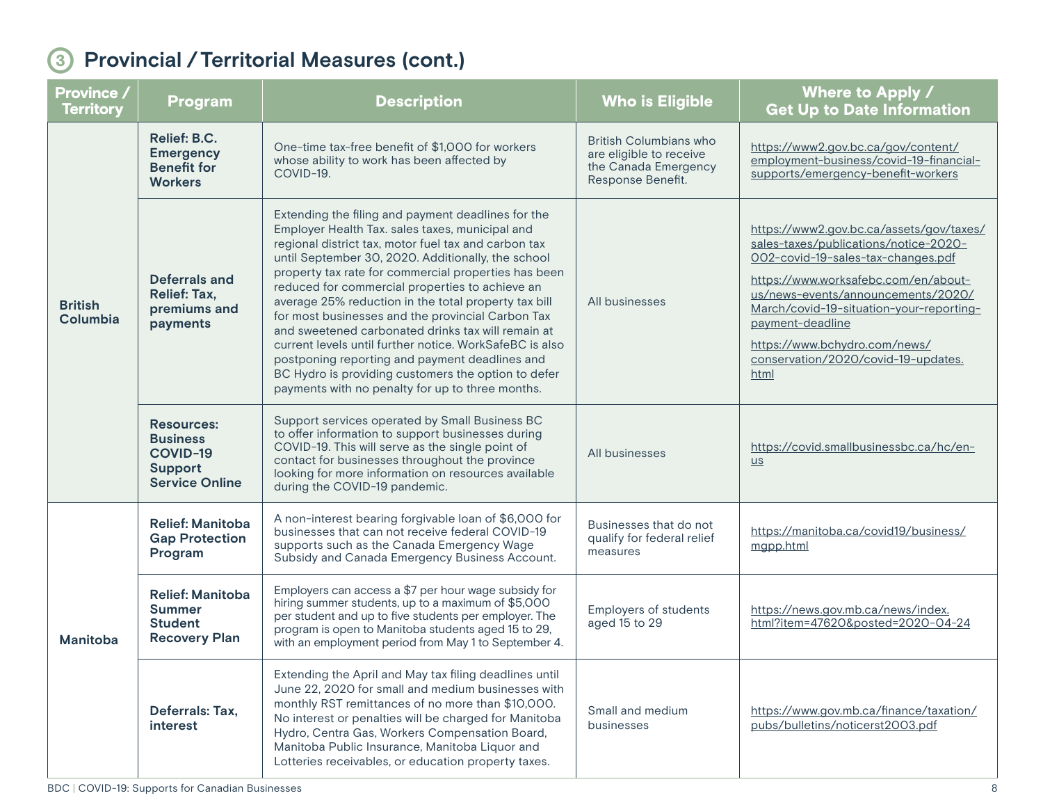## ③ Provincial / Territorial Measures (cont.)

| Province / Territory | Program | Description | Who is Eligible | Where to Apply / Get Up to Date Information |
|---|---|---|---|---|
| **British Columbia** | **Relief: B.C. Emergency Benefit for Workers** | One-time tax-free benefit of $1,000 for workers whose ability to work has been affected by COVID-19. | British Columbians who are eligible to receive the Canada Emergency Response Benefit. | https://www2.gov.bc.ca/gov/content/employment-business/covid-19-financial-supports/emergency-benefit-workers |
| | **Deferrals and Relief: Tax, premiums and payments** | Extending the filing and payment deadlines for the Employer Health Tax. sales taxes, municipal and regional district tax, motor fuel tax and carbon tax until September 30, 2020. Additionally, the school property tax rate for commercial properties has been reduced for commercial properties to achieve an average 25% reduction in the total property tax bill for most businesses and the provincial Carbon Tax and sweetened carbonated drinks tax will remain at current levels until further notice. WorkSafeBC is also postponing reporting and payment deadlines and BC Hydro is providing customers the option to defer payments with no penalty for up to three months. | All businesses | https://www2.gov.bc.ca/assets/gov/taxes/sales-taxes/publications/notice-2020-002-covid-19-sales-tax-changes.pdf<br>https://www.worksafebc.com/en/about-us/news-events/announcements/2020/March/covid-19-situation-your-reporting-payment-deadline<br>https://www.bchydro.com/news/conservation/2020/covid-19-updates.html |
| | **Resources: Business COVID-19 Support Service Online** | Support services operated by Small Business BC to offer information to support businesses during COVID-19. This will serve as the single point of contact for businesses throughout the province looking for more information on resources available during the COVID-19 pandemic. | All businesses | https://covid.smallbusinessbc.ca/hc/en-us |
| **Manitoba** | **Relief: Manitoba Gap Protection Program** | A non-interest bearing forgivable loan of $6,000 for businesses that can not receive federal COVID-19 supports such as the Canada Emergency Wage Subsidy and Canada Emergency Business Account. | Businesses that do not qualify for federal relief measures | https://manitoba.ca/covid19/business/mgpp.html |
| | **Relief: Manitoba Summer Student Recovery Plan** | Employers can access a $7 per hour wage subsidy for hiring summer students, up to a maximum of $5,000 per student and up to five students per employer. The program is open to Manitoba students aged 15 to 29, with an employment period from May 1 to September 4. | Employers of students aged 15 to 29 | https://news.gov.mb.ca/news/index.html?item=47620&posted=2020-04-24 |
| | **Deferrals: Tax, interest** | Extending the April and May tax filing deadlines until June 22, 2020 for small and medium businesses with monthly RST remittances of no more than $10,000. No interest or penalties will be charged for Manitoba Hydro, Centra Gas, Workers Compensation Board, Manitoba Public Insurance, Manitoba Liquor and Lotteries receivables, or education property taxes. | Small and medium businesses | https://www.gov.mb.ca/finance/taxation/pubs/bulletins/noticerst2003.pdf |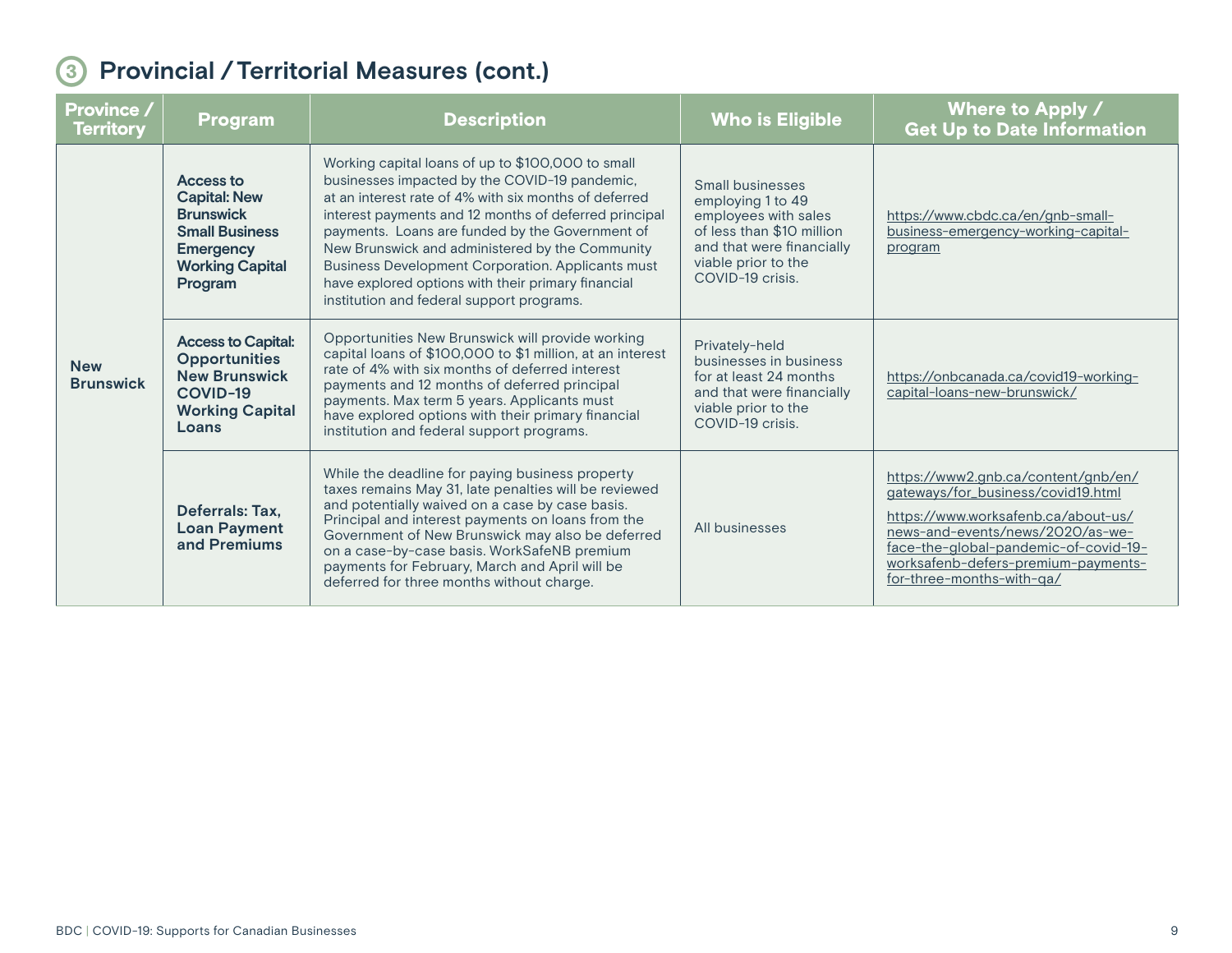## 3 Provincial / Territorial Measures (cont.)

| Province / Territory | Program | Description | Who is Eligible | Where to Apply / Get Up to Date Information |
|---|---|---|---|---|
| New Brunswick | **Access to Capital: New Brunswick Small Business Emergency Working Capital Program** | Working capital loans of up to $100,000 to small businesses impacted by the COVID-19 pandemic, at an interest rate of 4% with six months of deferred interest payments and 12 months of deferred principal payments. Loans are funded by the Government of New Brunswick and administered by the Community Business Development Corporation. Applicants must have explored options with their primary financial institution and federal support programs. | Small businesses employing 1 to 49 employees with sales of less than $10 million and that were financially viable prior to the COVID-19 crisis. | https://www.cbdc.ca/en/gnb-small-business-emergency-working-capital-program |
| | **Access to Capital: Opportunities New Brunswick COVID-19 Working Capital Loans** | Opportunities New Brunswick will provide working capital loans of $100,000 to $1 million, at an interest rate of 4% with six months of deferred interest payments and 12 months of deferred principal payments. Max term 5 years. Applicants must have explored options with their primary financial institution and federal support programs. | Privately-held businesses in business for at least 24 months and that were financially viable prior to the COVID-19 crisis. | https://onbcanada.ca/covid19-working-capital-loans-new-brunswick/ |
| | **Deferrals: Tax, Loan Payment and Premiums** | While the deadline for paying business property taxes remains May 31, late penalties will be reviewed and potentially waived on a case by case basis. Principal and interest payments on loans from the Government of New Brunswick may also be deferred on a case-by-case basis. WorkSafeNB premium payments for February, March and April will be deferred for three months without charge. | All businesses | https://www2.gnb.ca/content/gnb/en/gateways/for_business/covid19.html<br><br>https://www.worksafenb.ca/about-us/news-and-events/news/2020/as-we-face-the-global-pandemic-of-covid-19-worksafenb-defers-premium-payments-for-three-months-with-qa/ |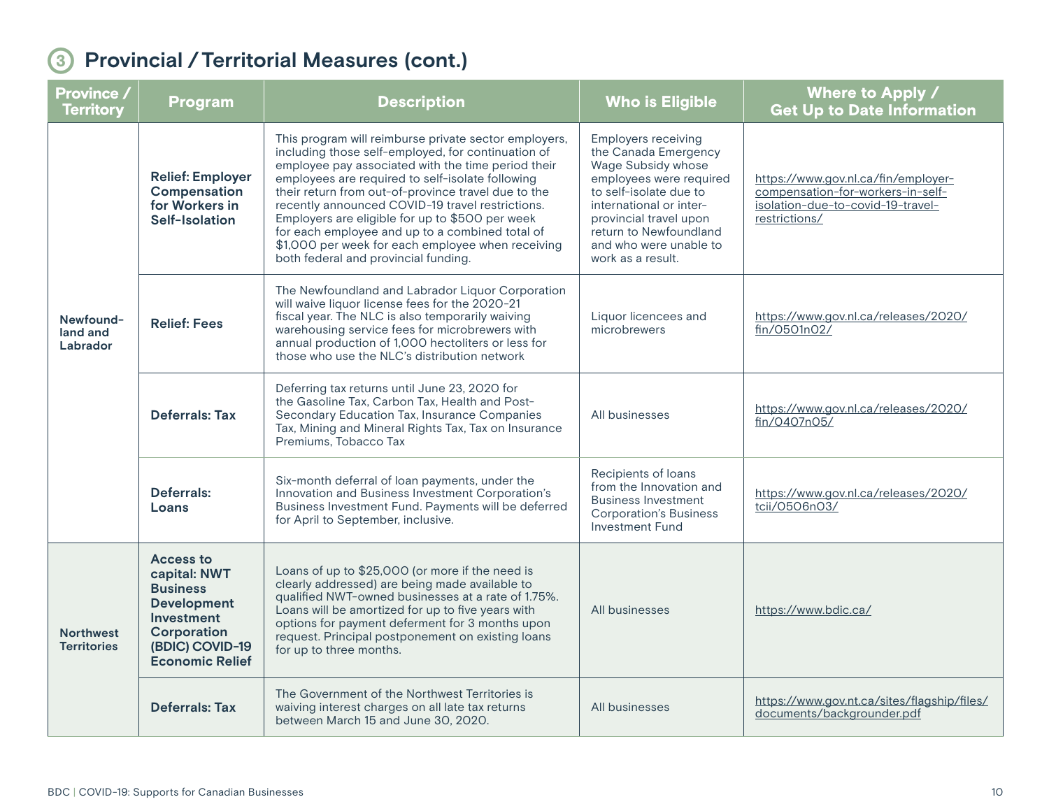## 3 Provincial / Territorial Measures (cont.)

| Province / Territory | Program | Description | Who is Eligible | Where to Apply / Get Up to Date Information |
|---|---|---|---|---|
| Newfoundland and Labrador | **Relief: Employer Compensation for Workers in Self-Isolation** | This program will reimburse private sector employers, including those self-employed, for continuation of employee pay associated with the time period their employees are required to self-isolate following their return from out-of-province travel due to the recently announced COVID-19 travel restrictions. Employers are eligible for up to $500 per week for each employee and up to a combined total of $1,000 per week for each employee when receiving both federal and provincial funding. | Employers receiving the Canada Emergency Wage Subsidy whose employees were required to self-isolate due to international or inter-provincial travel upon return to Newfoundland and who were unable to work as a result. | https://www.gov.nl.ca/fin/employer-compensation-for-workers-in-self-isolation-due-to-covid-19-travel-restrictions/ |
| | **Relief: Fees** | The Newfoundland and Labrador Liquor Corporation will waive liquor license fees for the 2020-21 fiscal year. The NLC is also temporarily waiving warehousing service fees for microbrewers with annual production of 1,000 hectoliters or less for those who use the NLC's distribution network | Liquor licencees and microbrewers | https://www.gov.nl.ca/releases/2020/fin/0501n02/ |
| | **Deferrals: Tax** | Deferring tax returns until June 23, 2020 for the Gasoline Tax, Carbon Tax, Health and Post-Secondary Education Tax, Insurance Companies Tax, Mining and Mineral Rights Tax, Tax on Insurance Premiums, Tobacco Tax | All businesses | https://www.gov.nl.ca/releases/2020/fin/0407n05/ |
| | **Deferrals: Loans** | Six-month deferral of loan payments, under the Innovation and Business Investment Corporation's Business Investment Fund. Payments will be deferred for April to September, inclusive. | Recipients of loans from the Innovation and Business Investment Corporation's Business Investment Fund | https://www.gov.nl.ca/releases/2020/tcii/0506n03/ |
| Northwest Territories | **Access to capital: NWT Business Development Investment Corporation (BDIC) COVID-19 Economic Relief** | Loans of up to $25,000 (or more if the need is clearly addressed) are being made available to qualified NWT-owned businesses at a rate of 1.75%. Loans will be amortized for up to five years with options for payment deferment for 3 months upon request. Principal postponement on existing loans for up to three months. | All businesses | https://www.bdic.ca/ |
| | **Deferrals: Tax** | The Government of the Northwest Territories is waiving interest charges on all late tax returns between March 15 and June 30, 2020. | All businesses | https://www.gov.nt.ca/sites/flagship/files/documents/backgrounder.pdf |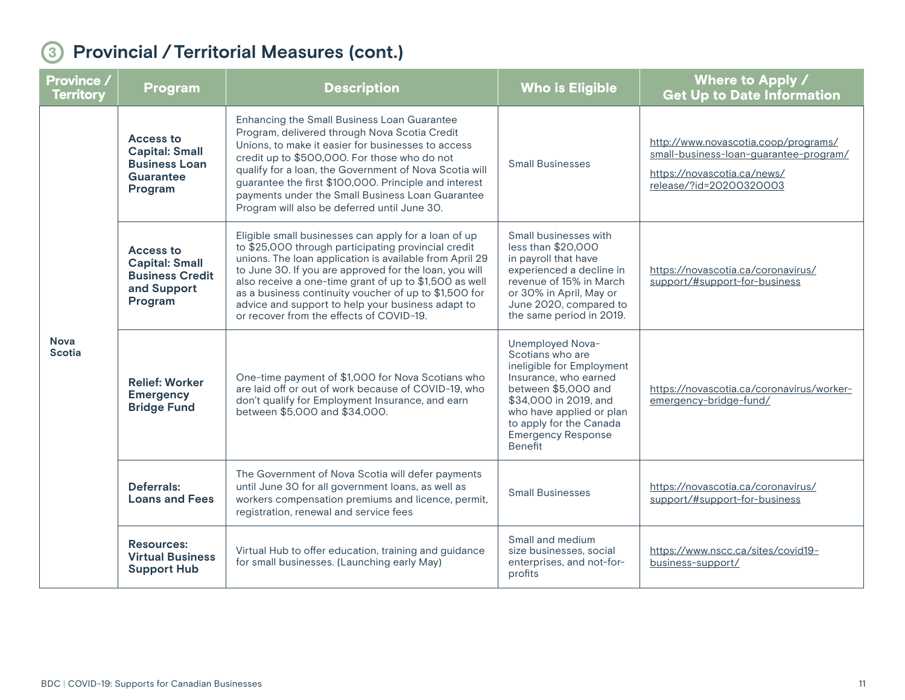## 3 Provincial / Territorial Measures (cont.)

| Province / Territory | Program | Description | Who is Eligible | Where to Apply / Get Up to Date Information |
|---|---|---|---|---|
| Nova Scotia | **Access to Capital: Small Business Loan Guarantee Program** | Enhancing the Small Business Loan Guarantee Program, delivered through Nova Scotia Credit Unions, to make it easier for businesses to access credit up to $500,000. For those who do not qualify for a loan, the Government of Nova Scotia will guarantee the first $100,000. Principle and interest payments under the Small Business Loan Guarantee Program will also be deferred until June 30. | Small Businesses | http://www.novascotia.coop/programs/small-business-loan-guarantee-program/ https://novascotia.ca/news/release/?id=20200320003 |
| | **Access to Capital: Small Business Credit and Support Program** | Eligible small businesses can apply for a loan of up to $25,000 through participating provincial credit unions. The loan application is available from April 29 to June 30. If you are approved for the loan, you will also receive a one-time grant of up to $1,500 as well as a business continuity voucher of up to $1,500 for advice and support to help your business adapt to or recover from the effects of COVID-19. | Small businesses with less than $20,000 in payroll that have experienced a decline in revenue of 15% in March or 30% in April, May or June 2020, compared to the same period in 2019. | https://novascotia.ca/coronavirus/support/#support-for-business |
| | **Relief: Worker Emergency Bridge Fund** | One-time payment of $1,000 for Nova Scotians who are laid off or out of work because of COVID-19, who don't qualify for Employment Insurance, and earn between $5,000 and $34,000. | Unemployed Nova-Scotians who are ineligible for Employment Insurance, who earned between $5,000 and $34,000 in 2019, and who have applied or plan to apply for the Canada Emergency Response Benefit | https://novascotia.ca/coronavirus/worker-emergency-bridge-fund/ |
| | **Deferrals: Loans and Fees** | The Government of Nova Scotia will defer payments until June 30 for all government loans, as well as workers compensation premiums and licence, permit, registration, renewal and service fees | Small Businesses | https://novascotia.ca/coronavirus/support/#support-for-business |
| | **Resources: Virtual Business Support Hub** | Virtual Hub to offer education, training and guidance for small businesses. (Launching early May) | Small and medium size businesses, social enterprises, and not-for-profits | https://www.nscc.ca/sites/covid19-business-support/ |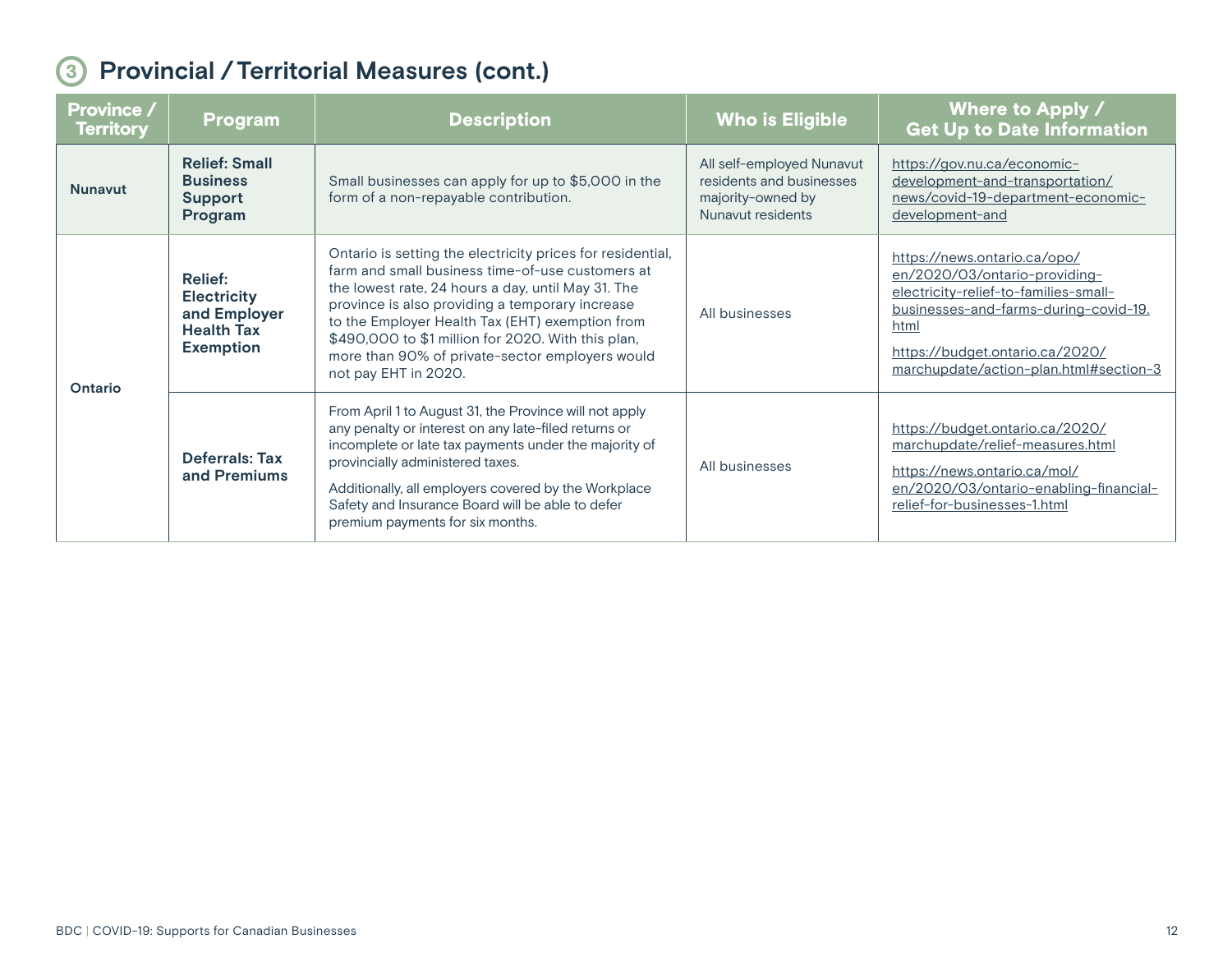## 3 Provincial / Territorial Measures (cont.)

| Province / Territory | Program | Description | Who is Eligible | Where to Apply / Get Up to Date Information |
|---|---|---|---|---|
| **Nunavut** | **Relief: Small Business Support Program** | Small businesses can apply for up to $5,000 in the form of a non-repayable contribution. | All self-employed Nunavut residents and businesses majority-owned by Nunavut residents | https://gov.nu.ca/economic-development-and-transportation/news/covid-19-department-economic-development-and |
| **Ontario** | **Relief: Electricity and Employer Health Tax Exemption** | Ontario is setting the electricity prices for residential, farm and small business time-of-use customers at the lowest rate, 24 hours a day, until May 31. The province is also providing a temporary increase to the Employer Health Tax (EHT) exemption from $490,000 to $1 million for 2020. With this plan, more than 90% of private-sector employers would not pay EHT in 2020. | All businesses | https://news.ontario.ca/opo/en/2020/03/ontario-providing-electricity-relief-to-families-small-businesses-and-farms-during-covid-19.html<br><br>https://budget.ontario.ca/2020/marchupdate/action-plan.html#section-3 |
| | **Deferrals: Tax and Premiums** | From April 1 to August 31, the Province will not apply any penalty or interest on any late-filed returns or incomplete or late tax payments under the majority of provincially administered taxes.<br><br>Additionally, all employers covered by the Workplace Safety and Insurance Board will be able to defer premium payments for six months. | All businesses | https://budget.ontario.ca/2020/marchupdate/relief-measures.html<br><br>https://news.ontario.ca/mol/en/2020/03/ontario-enabling-financial-relief-for-businesses-1.html |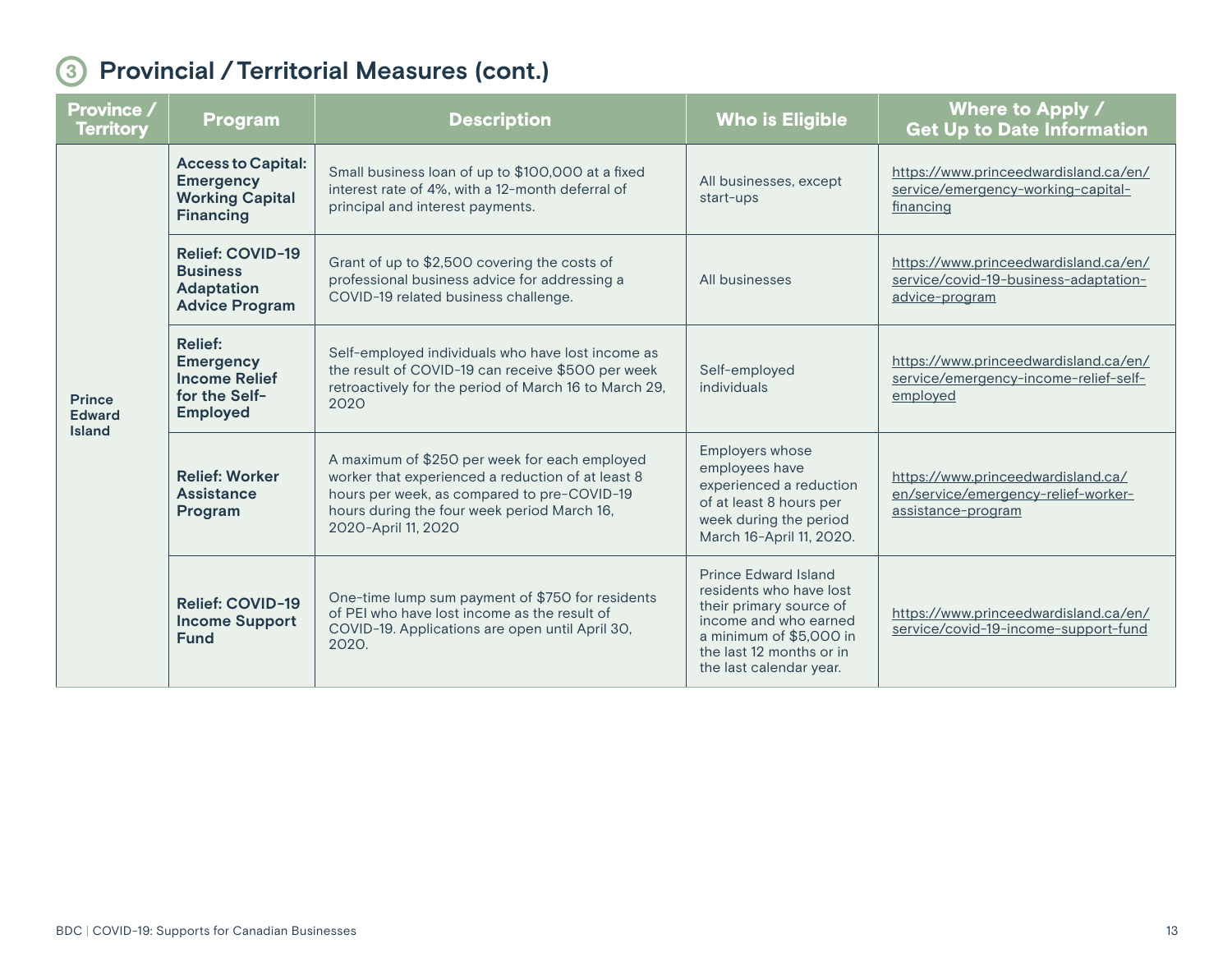## 3 Provincial / Territorial Measures (cont.)

| Province / Territory | Program | Description | Who is Eligible | Where to Apply / Get Up to Date Information |
|---|---|---|---|---|
| **Prince Edward Island** | **Access to Capital: Emergency Working Capital Financing** | Small business loan of up to $100,000 at a fixed interest rate of 4%, with a 12-month deferral of principal and interest payments. | All businesses, except start-ups | https://www.princeedwardisland.ca/en/service/emergency-working-capital-financing |
| | **Relief: COVID-19 Business Adaptation Advice Program** | Grant of up to $2,500 covering the costs of professional business advice for addressing a COVID-19 related business challenge. | All businesses | https://www.princeedwardisland.ca/en/service/covid-19-business-adaptation-advice-program |
| | **Relief: Emergency Income Relief for the Self-Employed** | Self-employed individuals who have lost income as the result of COVID-19 can receive $500 per week retroactively for the period of March 16 to March 29, 2020 | Self-employed individuals | https://www.princeedwardisland.ca/en/service/emergency-income-relief-self-employed |
| | **Relief: Worker Assistance Program** | A maximum of $250 per week for each employed worker that experienced a reduction of at least 8 hours per week, as compared to pre-COVID-19 hours during the four week period March 16, 2020-April 11, 2020 | Employers whose employees have experienced a reduction of at least 8 hours per week during the period March 16-April 11, 2020. | https://www.princeedwardisland.ca/en/service/emergency-relief-worker-assistance-program |
| | **Relief: COVID-19 Income Support Fund** | One-time lump sum payment of $750 for residents of PEI who have lost income as the result of COVID-19. Applications are open until April 30, 2020. | Prince Edward Island residents who have lost their primary source of income and who earned a minimum of $5,000 in the last 12 months or in the last calendar year. | https://www.princeedwardisland.ca/en/service/covid-19-income-support-fund |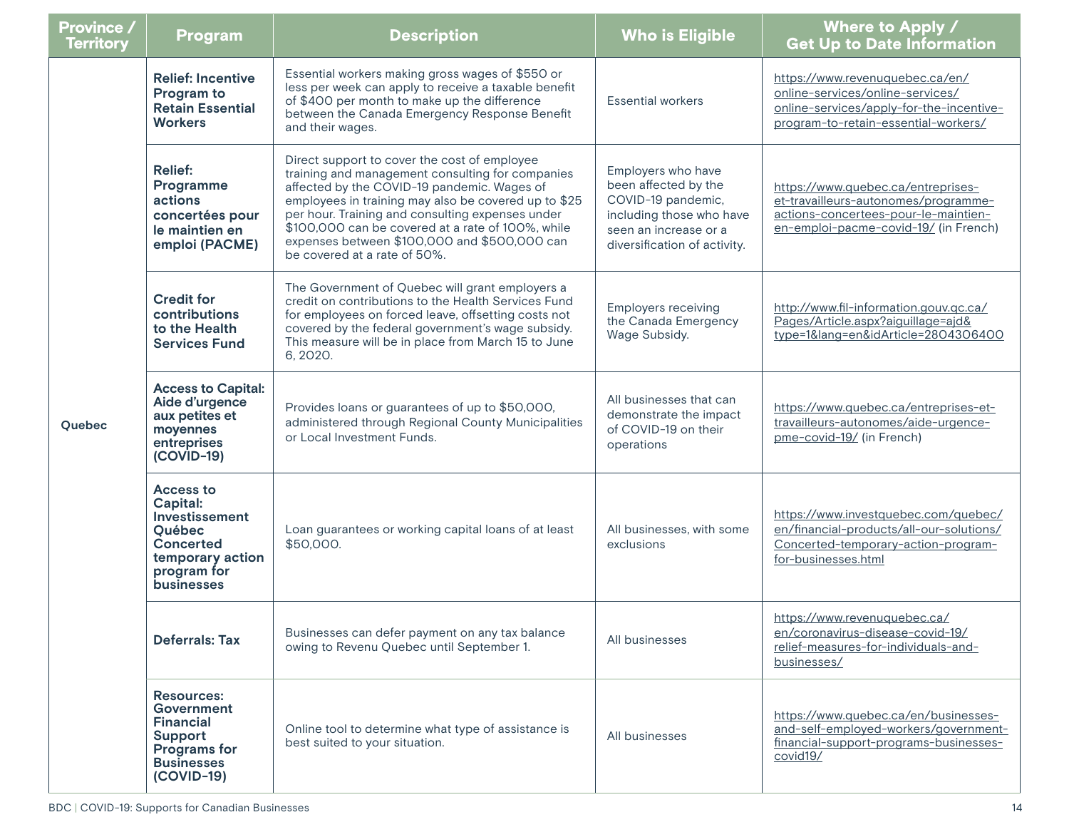| Province / Territory | Program | Description | Who is Eligible | Where to Apply / Get Up to Date Information |
|---|---|---|---|---|
| Quebec | **Relief: Incentive Program to Retain Essential Workers** | Essential workers making gross wages of $550 or less per week can apply to receive a taxable benefit of $400 per month to make up the difference between the Canada Emergency Response Benefit and their wages. | Essential workers | https://www.revenuquebec.ca/en/online-services/online-services/online-services/apply-for-the-incentive-program-to-retain-essential-workers/ |
| | **Relief: Programme actions concertées pour le maintien en emploi (PACME)** | Direct support to cover the cost of employee training and management consulting for companies affected by the COVID-19 pandemic. Wages of employees in training may also be covered up to $25 per hour. Training and consulting expenses under $100,000 can be covered at a rate of 100%, while expenses between $100,000 and $500,000 can be covered at a rate of 50%. | Employers who have been affected by the COVID-19 pandemic, including those who have seen an increase or a diversification of activity. | https://www.quebec.ca/entreprises-et-travailleurs-autonomes/programme-actions-concertees-pour-le-maintien-en-emploi-pacme-covid-19/ (in French) |
| | **Credit for contributions to the Health Services Fund** | The Government of Quebec will grant employers a credit on contributions to the Health Services Fund for employees on forced leave, offsetting costs not covered by the federal government's wage subsidy. This measure will be in place from March 15 to June 6, 2020. | Employers receiving the Canada Emergency Wage Subsidy. | http://www.fil-information.gouv.qc.ca/Pages/Article.aspx?aiguillage=ajd&type=1&lang=en&idArticle=2804306400 |
| | **Access to Capital: Aide d'urgence aux petites et moyennes entreprises (COVID-19)** | Provides loans or guarantees of up to $50,000, administered through Regional County Municipalities or Local Investment Funds. | All businesses that can demonstrate the impact of COVID-19 on their operations | https://www.quebec.ca/entreprises-et-travailleurs-autonomes/aide-urgence-pme-covid-19/ (in French) |
| | **Access to Capital: Investissement Québec Concerted temporary action program for businesses** | Loan guarantees or working capital loans of at least $50,000. | All businesses, with some exclusions | https://www.investquebec.com/quebec/en/financial-products/all-our-solutions/Concerted-temporary-action-program-for-businesses.html |
| | **Deferrals: Tax** | Businesses can defer payment on any tax balance owing to Revenu Quebec until September 1. | All businesses | https://www.revenuquebec.ca/en/coronavirus-disease-covid-19/relief-measures-for-individuals-and-businesses/ |
| | **Resources: Government Financial Support Programs for Businesses (COVID-19)** | Online tool to determine what type of assistance is best suited to your situation. | All businesses | https://www.quebec.ca/en/businesses-and-self-employed-workers/government-financial-support-programs-businesses-covid19/ |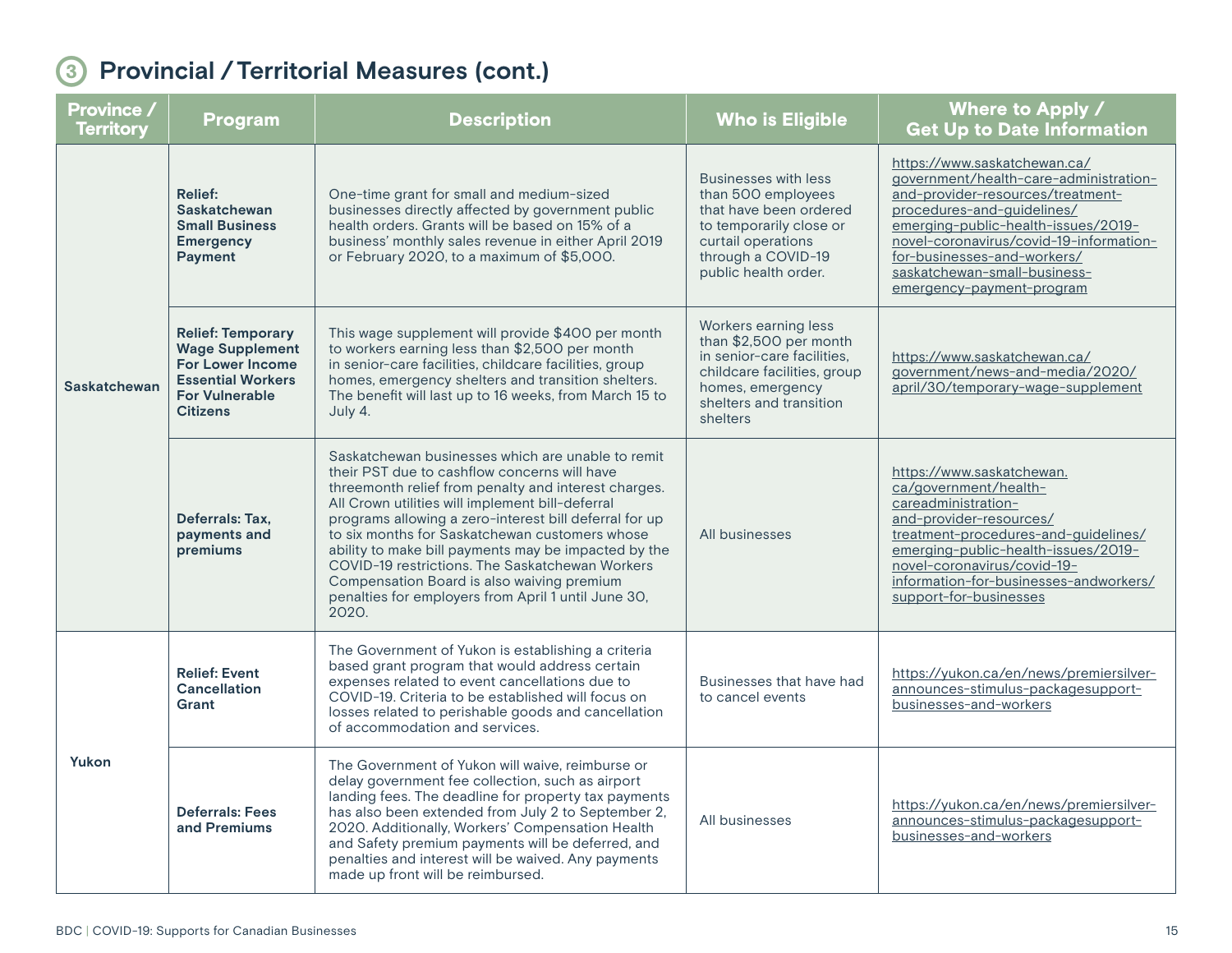## 3 Provincial / Territorial Measures (cont.)

| Province / Territory | Program | Description | Who is Eligible | Where to Apply / Get Up to Date Information |
|---|---|---|---|---|
| Saskatchewan | **Relief: Saskatchewan Small Business Emergency Payment** | One-time grant for small and medium-sized businesses directly affected by government public health orders. Grants will be based on 15% of a business' monthly sales revenue in either April 2019 or February 2020, to a maximum of $5,000. | Businesses with less than 500 employees that have been ordered to temporarily close or curtail operations through a COVID-19 public health order. | https://www.saskatchewan.ca/government/health-care-administration-and-provider-resources/treatment-procedures-and-guidelines/emerging-public-health-issues/2019-novel-coronavirus/covid-19-information-for-businesses-and-workers/saskatchewan-small-business-emergency-payment-program |
| | **Relief: Temporary Wage Supplement For Lower Income Essential Workers For Vulnerable Citizens** | This wage supplement will provide $400 per month to workers earning less than $2,500 per month in senior-care facilities, childcare facilities, group homes, emergency shelters and transition shelters. The benefit will last up to 16 weeks, from March 15 to July 4. | Workers earning less than $2,500 per month in senior-care facilities, childcare facilities, group homes, emergency shelters and transition shelters | https://www.saskatchewan.ca/government/news-and-media/2020/april/30/temporary-wage-supplement |
| | **Deferrals: Tax, payments and premiums** | Saskatchewan businesses which are unable to remit their PST due to cashflow concerns will have threemonth relief from penalty and interest charges. All Crown utilities will implement bill-deferral programs allowing a zero-interest bill deferral for up to six months for Saskatchewan customers whose ability to make bill payments may be impacted by the COVID-19 restrictions. The Saskatchewan Workers Compensation Board is also waiving premium penalties for employers from April 1 until June 30, 2020. | All businesses | https://www.saskatchewan.ca/government/health-careadministration-and-provider-resources/treatment-procedures-and-guidelines/emerging-public-health-issues/2019-novel-coronavirus/covid-19-information-for-businesses-andworkers/support-for-businesses |
| Yukon | **Relief: Event Cancellation Grant** | The Government of Yukon is establishing a criteria based grant program that would address certain expenses related to event cancellations due to COVID-19. Criteria to be established will focus on losses related to perishable goods and cancellation of accommodation and services. | Businesses that have had to cancel events | https://yukon.ca/en/news/premiersilver-announces-stimulus-packagesupport-businesses-and-workers |
| | **Deferrals: Fees and Premiums** | The Government of Yukon will waive, reimburse or delay government fee collection, such as airport landing fees. The deadline for property tax payments has also been extended from July 2 to September 2, 2020. Additionally, Workers' Compensation Health and Safety premium payments will be deferred, and penalties and interest will be waived. Any payments made up front will be reimbursed. | All businesses | https://yukon.ca/en/news/premiersilver-announces-stimulus-packagesupport-businesses-and-workers |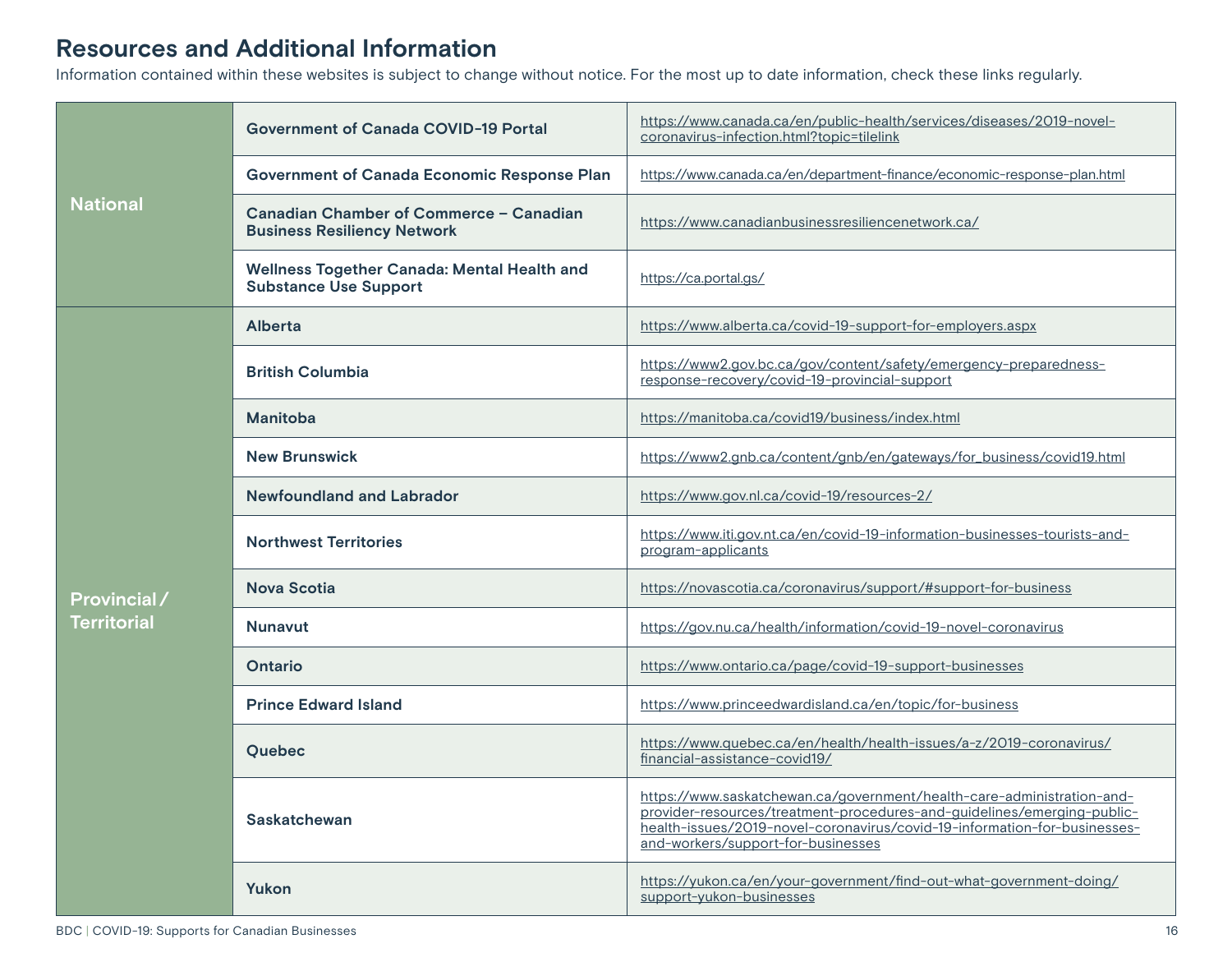## Resources and Additional Information

Information contained within these websites is subject to change without notice. For the most up to date information, check these links regularly.

| | | |
|---|---|---|
| **National** | **Government of Canada COVID-19 Portal** | https://www.canada.ca/en/public-health/services/diseases/2019-novel-coronavirus-infection.html?topic=tilelink |
| | **Government of Canada Economic Response Plan** | https://www.canada.ca/en/department-finance/economic-response-plan.html |
| | **Canadian Chamber of Commerce – Canadian Business Resiliency Network** | https://www.canadianbusinessresiliencenetwork.ca/ |
| | **Wellness Together Canada: Mental Health and Substance Use Support** | https://ca.portal.gs/ |
| **Provincial / Territorial** | **Alberta** | https://www.alberta.ca/covid-19-support-for-employers.aspx |
| | **British Columbia** | https://www2.gov.bc.ca/gov/content/safety/emergency-preparedness-response-recovery/covid-19-provincial-support |
| | **Manitoba** | https://manitoba.ca/covid19/business/index.html |
| | **New Brunswick** | https://www2.gnb.ca/content/gnb/en/gateways/for_business/covid19.html |
| | **Newfoundland and Labrador** | https://www.gov.nl.ca/covid-19/resources-2/ |
| | **Northwest Territories** | https://www.iti.gov.nt.ca/en/covid-19-information-businesses-tourists-and-program-applicants |
| | **Nova Scotia** | https://novascotia.ca/coronavirus/support/#support-for-business |
| | **Nunavut** | https://gov.nu.ca/health/information/covid-19-novel-coronavirus |
| | **Ontario** | https://www.ontario.ca/page/covid-19-support-businesses |
| | **Prince Edward Island** | https://www.princeedwardisland.ca/en/topic/for-business |
| | **Quebec** | https://www.quebec.ca/en/health/health-issues/a-z/2019-coronavirus/financial-assistance-covid19/ |
| | **Saskatchewan** | https://www.saskatchewan.ca/government/health-care-administration-and-provider-resources/treatment-procedures-and-guidelines/emerging-public-health-issues/2019-novel-coronavirus/covid-19-information-for-businesses-and-workers/support-for-businesses |
| | **Yukon** | https://yukon.ca/en/your-government/find-out-what-government-doing/support-yukon-businesses |